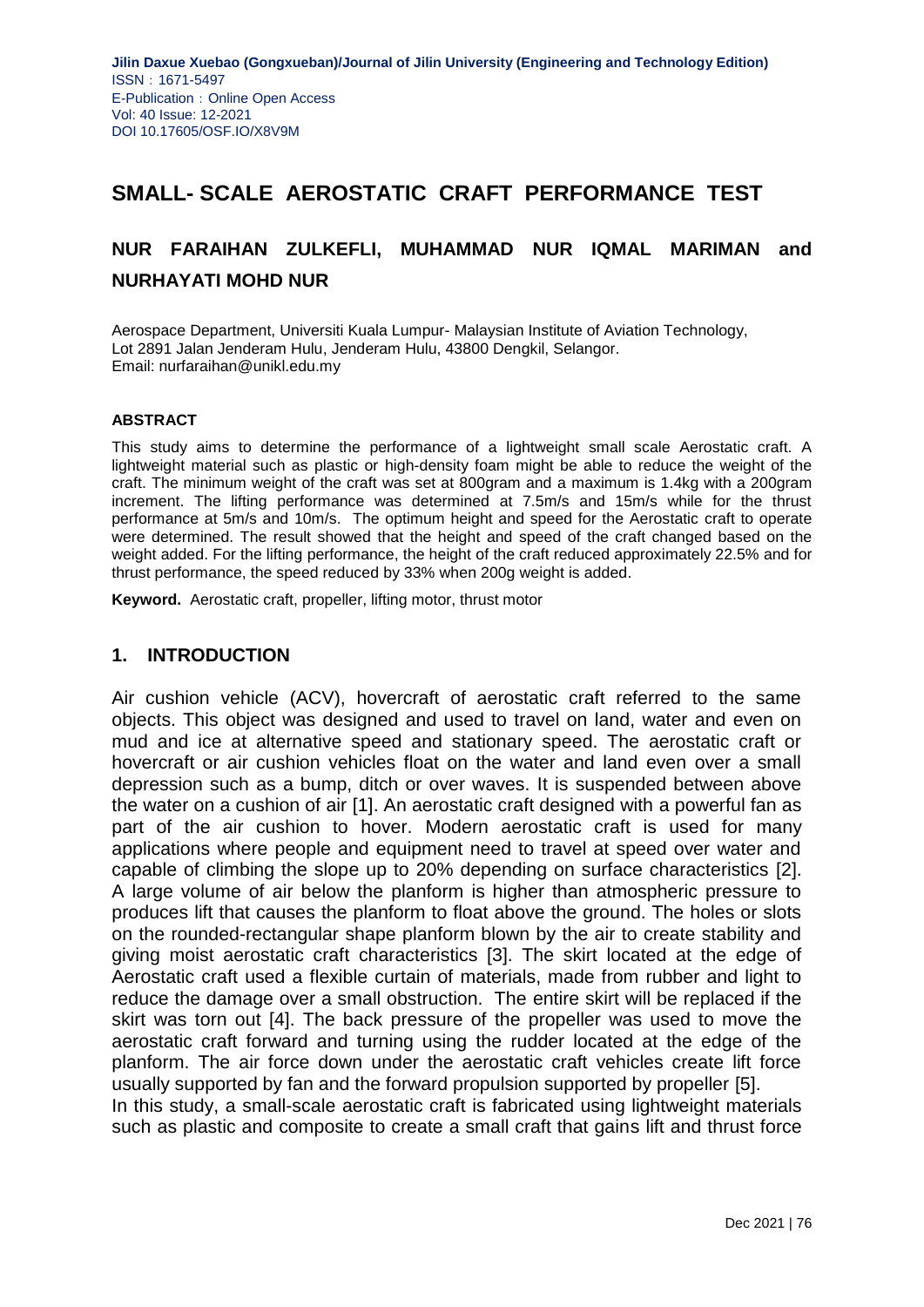# SMALL- SCALE AEROSTATIC CRAFT PERFORMANCE TEST

## NUR FARAIHAN ZULKEFLI, MUHAMMAD NUR IQMAL MARIMAN and NURHAYATI MOHD NUR

Aerospace Department, Universiti Kuala Lumpur- Malaysian Institute of Aviation Technology, Lot 2891 Jalan Jenderam Hulu, Jenderam Hulu, 43800 Dengkil, Selangor.
Email: nurfaraihan@unikl.edu.my

#### ABSTRACT

This study aims to determine the performance of a lightweight small scale Aerostatic craft. A lightweight material such as plastic or high-density foam might be able to reduce the weight of the craft. The minimum weight of the craft was set at 800gram and a maximum is 1.4kg with a 200gram increment. The lifting performance was determined at 7.5m/s and 15m/s while for the thrust performance at 5m/s and 10m/s. The optimum height and speed for the Aerostatic craft to operate were determined. The result showed that the height and speed of the craft changed based on the weight added. For the lifting performance, the height of the craft reduced approximately 22.5% and for thrust performance, the speed reduced by 33% when 200g weight is added.

**Keyword.** Aerostatic craft, propeller, lifting motor, thrust motor

## 1. INTRODUCTION

Air cushion vehicle (ACV), hovercraft of aerostatic craft referred to the same objects. This object was designed and used to travel on land, water and even on mud and ice at alternative speed and stationary speed. The aerostatic craft or hovercraft or air cushion vehicles float on the water and land even over a small depression such as a bump, ditch or over waves. It is suspended between above the water on a cushion of air [1]. An aerostatic craft designed with a powerful fan as part of the air cushion to hover. Modern aerostatic craft is used for many applications where people and equipment need to travel at speed over water and capable of climbing the slope up to 20% depending on surface characteristics [2]. A large volume of air below the planform is higher than atmospheric pressure to produces lift that causes the planform to float above the ground. The holes or slots on the rounded-rectangular shape planform blown by the air to create stability and giving moist aerostatic craft characteristics [3]. The skirt located at the edge of Aerostatic craft used a flexible curtain of materials, made from rubber and light to reduce the damage over a small obstruction. The entire skirt will be replaced if the skirt was torn out [4]. The back pressure of the propeller was used to move the aerostatic craft forward and turning using the rudder located at the edge of the planform. The air force down under the aerostatic craft vehicles create lift force usually supported by fan and the forward propulsion supported by propeller [5].

In this study, a small-scale aerostatic craft is fabricated using lightweight materials such as plastic and composite to create a small craft that gains lift and thrust force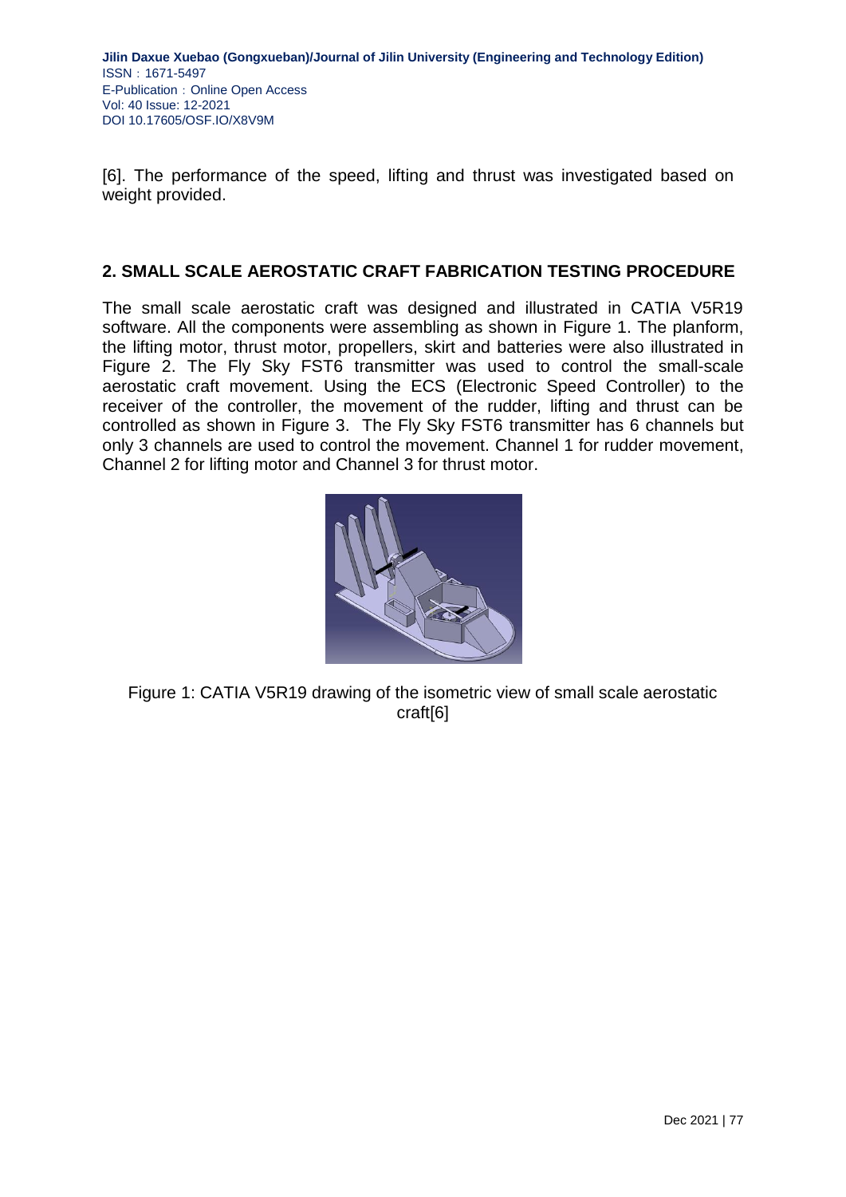[6]. The performance of the speed, lifting and thrust was investigated based on weight provided.

## 2. SMALL SCALE AEROSTATIC CRAFT FABRICATION TESTING PROCEDURE

The small scale aerostatic craft was designed and illustrated in CATIA V5R19 software. All the components were assembling as shown in Figure 1. The planform, the lifting motor, thrust motor, propellers, skirt and batteries were also illustrated in Figure 2. The Fly Sky FST6 transmitter was used to control the small-scale aerostatic craft movement. Using the ECS (Electronic Speed Controller) to the receiver of the controller, the movement of the rudder, lifting and thrust can be controlled as shown in Figure 3. The Fly Sky FST6 transmitter has 6 channels but only 3 channels are used to control the movement. Channel 1 for rudder movement, Channel 2 for lifting motor and Channel 3 for thrust motor.

Figure 1: CATIA V5R19 drawing of the isometric view of small scale aerostatic craft[6]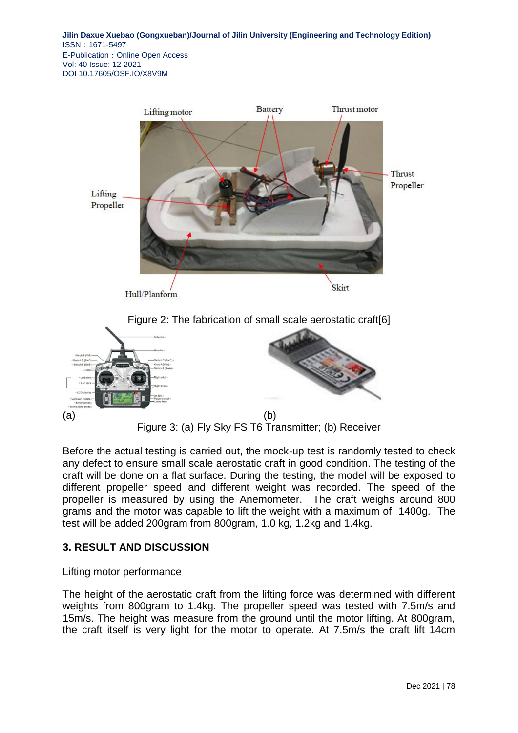Figure 2: The fabrication of small scale aerostatic craft[6]

(a) (b)

Figure 3: (a) Fly Sky FS T6 Transmitter; (b) Receiver

Before the actual testing is carried out, the mock-up test is randomly tested to check any defect to ensure small scale aerostatic craft in good condition. The testing of the craft will be done on a flat surface. During the testing, the model will be exposed to different propeller speed and different weight was recorded. The speed of the propeller is measured by using the Anemometer. The craft weighs around 800 grams and the motor was capable to lift the weight with a maximum of 1400g. The test will be added 200gram from 800gram, 1.0 kg, 1.2kg and 1.4kg.

## 3. RESULT AND DISCUSSION

Lifting motor performance

The height of the aerostatic craft from the lifting force was determined with different weights from 800gram to 1.4kg. The propeller speed was tested with 7.5m/s and 15m/s. The height was measure from the ground until the motor lifting. At 800gram, the craft itself is very light for the motor to operate. At 7.5m/s the craft lift 14cm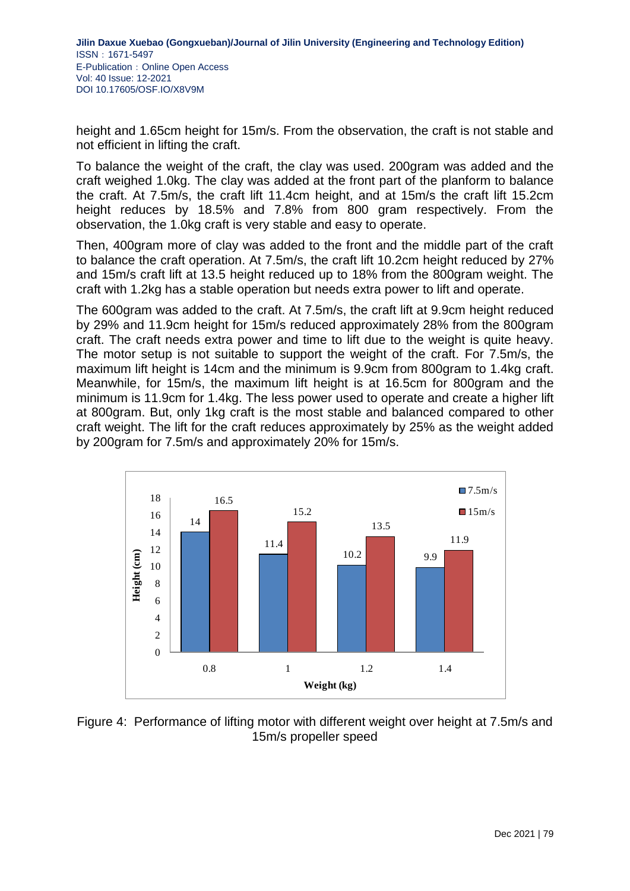height and 1.65cm height for 15m/s. From the observation, the craft is not stable and not efficient in lifting the craft.

To balance the weight of the craft, the clay was used. 200gram was added and the craft weighed 1.0kg. The clay was added at the front part of the planform to balance the craft. At 7.5m/s, the craft lift 11.4cm height, and at 15m/s the craft lift 15.2cm height reduces by 18.5% and 7.8% from 800 gram respectively. From the observation, the 1.0kg craft is very stable and easy to operate.

Then, 400gram more of clay was added to the front and the middle part of the craft to balance the craft operation. At 7.5m/s, the craft lift 10.2cm height reduced by 27% and 15m/s craft lift at 13.5 height reduced up to 18% from the 800gram weight. The craft with 1.2kg has a stable operation but needs extra power to lift and operate.

The 600gram was added to the craft. At 7.5m/s, the craft lift at 9.9cm height reduced by 29% and 11.9cm height for 15m/s reduced approximately 28% from the 800gram craft. The craft needs extra power and time to lift due to the weight is quite heavy. The motor setup is not suitable to support the weight of the craft. For 7.5m/s, the maximum lift height is 14cm and the minimum is 9.9cm from 800gram to 1.4kg craft. Meanwhile, for 15m/s, the maximum lift height is at 16.5cm for 800gram and the minimum is 11.9cm for 1.4kg. The less power used to operate and create a higher lift at 800gram. But, only 1kg craft is the most stable and balanced compared to other craft weight. The lift for the craft reduces approximately by 25% as the weight added by 200gram for 7.5m/s and approximately 20% for 15m/s.

| Weight (kg) | 7.5m/s Height (cm) | 15m/s Height (cm) |
|---|---|---|
| 0.8 | 14 | 16.5 |
| 1 | 11.4 | 15.2 |
| 1.2 | 10.2 | 13.5 |
| 1.4 | 9.9 | 11.9 |

Figure 4: Performance of lifting motor with different weight over height at 7.5m/s and 15m/s propeller speed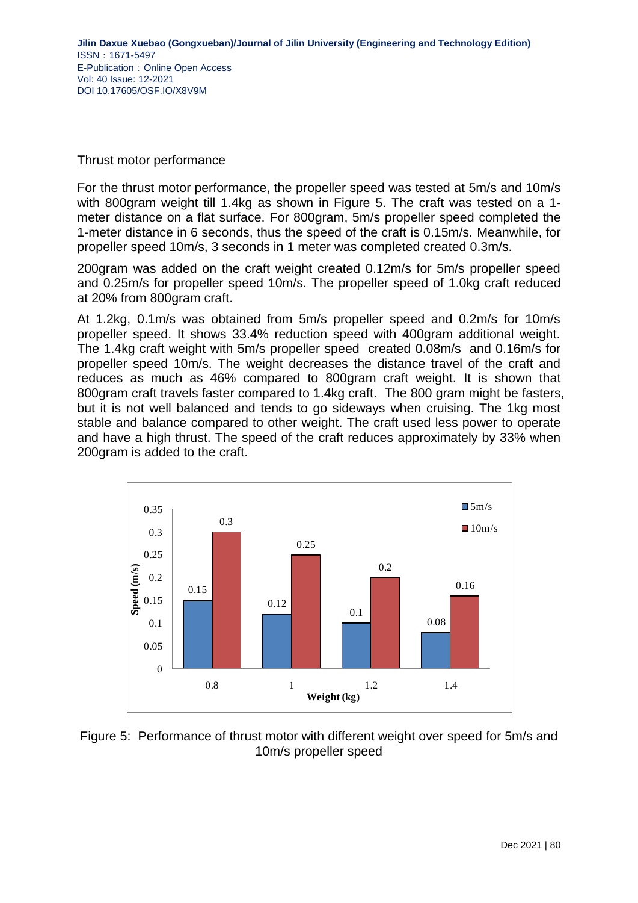Thrust motor performance

For the thrust motor performance, the propeller speed was tested at 5m/s and 10m/s with 800gram weight till 1.4kg as shown in Figure 5. The craft was tested on a 1-meter distance on a flat surface. For 800gram, 5m/s propeller speed completed the 1-meter distance in 6 seconds, thus the speed of the craft is 0.15m/s. Meanwhile, for propeller speed 10m/s, 3 seconds in 1 meter was completed created 0.3m/s.

200gram was added on the craft weight created 0.12m/s for 5m/s propeller speed and 0.25m/s for propeller speed 10m/s. The propeller speed of 1.0kg craft reduced at 20% from 800gram craft.

At 1.2kg, 0.1m/s was obtained from 5m/s propeller speed and 0.2m/s for 10m/s propeller speed. It shows 33.4% reduction speed with 400gram additional weight. The 1.4kg craft weight with 5m/s propeller speed created 0.08m/s and 0.16m/s for propeller speed 10m/s. The weight decreases the distance travel of the craft and reduces as much as 46% compared to 800gram craft weight. It is shown that 800gram craft travels faster compared to 1.4kg craft. The 800 gram might be fasters, but it is not well balanced and tends to go sideways when cruising. The 1kg most stable and balance compared to other weight. The craft used less power to operate and have a high thrust. The speed of the craft reduces approximately by 33% when 200gram is added to the craft.

| Weight (kg) | 5m/s | 10m/s |
|---|---|---|
| 0.8 | 0.15 | 0.3 |
| 1 | 0.12 | 0.25 |
| 1.2 | 0.1 | 0.2 |
| 1.4 | 0.08 | 0.16 |

Figure 5: Performance of thrust motor with different weight over speed for 5m/s and 10m/s propeller speed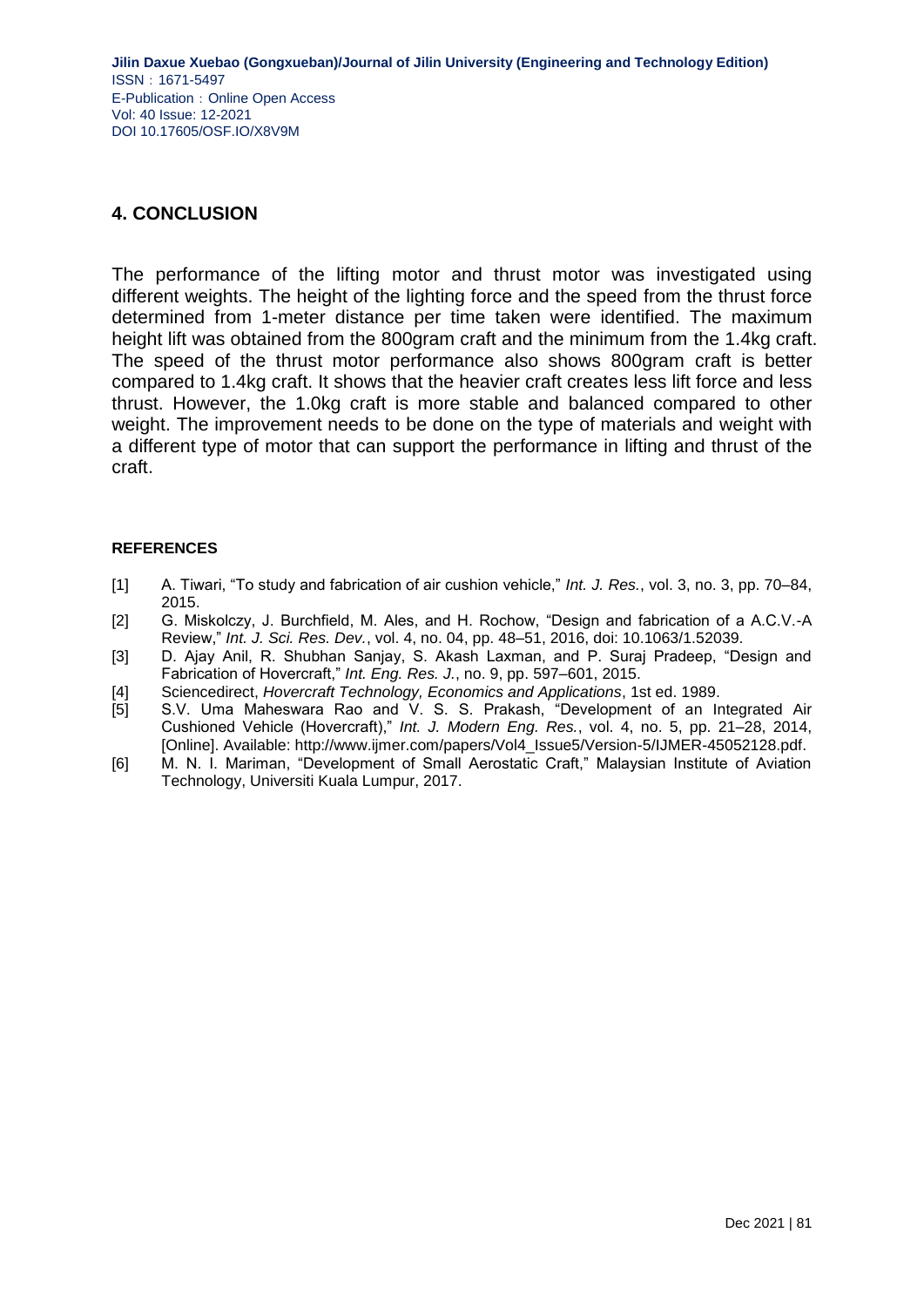## 4. CONCLUSION

The performance of the lifting motor and thrust motor was investigated using different weights. The height of the lighting force and the speed from the thrust force determined from 1-meter distance per time taken were identified. The maximum height lift was obtained from the 800gram craft and the minimum from the 1.4kg craft. The speed of the thrust motor performance also shows 800gram craft is better compared to 1.4kg craft. It shows that the heavier craft creates less lift force and less thrust. However, the 1.0kg craft is more stable and balanced compared to other weight. The improvement needs to be done on the type of materials and weight with a different type of motor that can support the performance in lifting and thrust of the craft.

### REFERENCES

[1] A. Tiwari, "To study and fabrication of air cushion vehicle," *Int. J. Res.*, vol. 3, no. 3, pp. 70–84, 2015.

[2] G. Miskolczy, J. Burchfield, M. Ales, and H. Rochow, "Design and fabrication of a A.C.V.-A Review," *Int. J. Sci. Res. Dev.*, vol. 4, no. 04, pp. 48–51, 2016, doi: 10.1063/1.52039.

[3] D. Ajay Anil, R. Shubhan Sanjay, S. Akash Laxman, and P. Suraj Pradeep, "Design and Fabrication of Hovercraft," *Int. Eng. Res. J.*, no. 9, pp. 597–601, 2015.

[4] Sciencedirect, *Hovercraft Technology, Economics and Applications*, 1st ed. 1989.

[5] S.V. Uma Maheswara Rao and V. S. S. Prakash, "Development of an Integrated Air Cushioned Vehicle (Hovercraft)," *Int. J. Modern Eng. Res.*, vol. 4, no. 5, pp. 21–28, 2014, [Online]. Available: http://www.ijmer.com/papers/Vol4_Issue5/Version-5/IJMER-45052128.pdf.

[6] M. N. I. Mariman, "Development of Small Aerostatic Craft," Malaysian Institute of Aviation Technology, Universiti Kuala Lumpur, 2017.